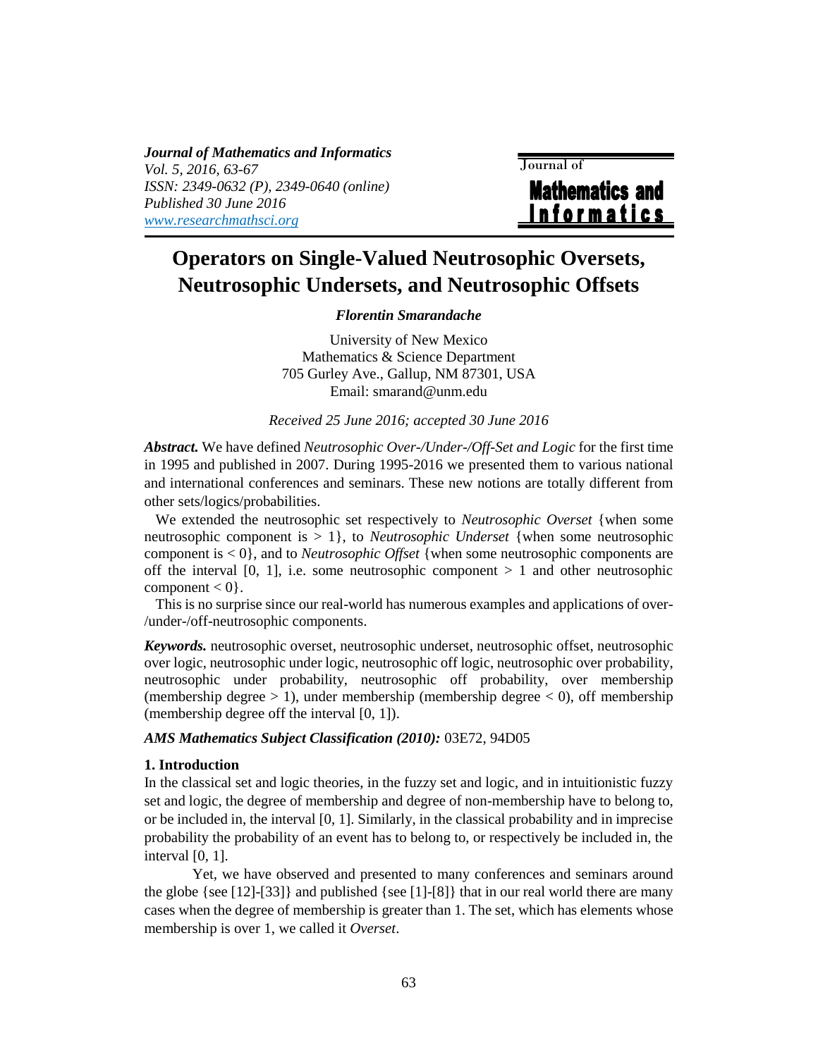*Journal of Mathematics and Informatics*
*Vol. 5, 2016, 63-67*
*ISSN: 2349-0632 (P), 2349-0640 (online)*
*Published 30 June 2016*
*www.researchmathsci.org*

# Operators on Single-Valued Neutrosophic Oversets, Neutrosophic Undersets, and Neutrosophic Offsets

***Florentin Smarandache***

University of New Mexico
Mathematics & Science Department
705 Gurley Ave., Gallup, NM 87301, USA
Email: smarand@unm.edu

*Received 25 June 2016; accepted 30 June 2016*

***Abstract.*** We have defined *Neutrosophic Over-/Under-/Off-Set and Logic* for the first time in 1995 and published in 2007. During 1995-2016 we presented them to various national and international conferences and seminars. These new notions are totally different from other sets/logics/probabilities.

We extended the neutrosophic set respectively to *Neutrosophic Overset* {when some neutrosophic component is > 1}, to *Neutrosophic Underset* {when some neutrosophic component is < 0}, and to *Neutrosophic Offset* {when some neutrosophic components are off the interval [0, 1], i.e. some neutrosophic component > 1 and other neutrosophic component < 0}.

This is no surprise since our real-world has numerous examples and applications of over-/under-/off-neutrosophic components.

***Keywords.*** neutrosophic overset, neutrosophic underset, neutrosophic offset, neutrosophic over logic, neutrosophic under logic, neutrosophic off logic, neutrosophic over probability, neutrosophic under probability, neutrosophic off probability, over membership (membership degree > 1), under membership (membership degree < 0), off membership (membership degree off the interval [0, 1]).

***AMS Mathematics Subject Classification (2010):*** 03E72, 94D05

## 1. Introduction

In the classical set and logic theories, in the fuzzy set and logic, and in intuitionistic fuzzy set and logic, the degree of membership and degree of non-membership have to belong to, or be included in, the interval [0, 1]. Similarly, in the classical probability and in imprecise probability the probability of an event has to belong to, or respectively be included in, the interval [0, 1].

Yet, we have observed and presented to many conferences and seminars around the globe {see [12]-[33]} and published {see [1]-[8]} that in our real world there are many cases when the degree of membership is greater than 1. The set, which has elements whose membership is over 1, we called it *Overset*.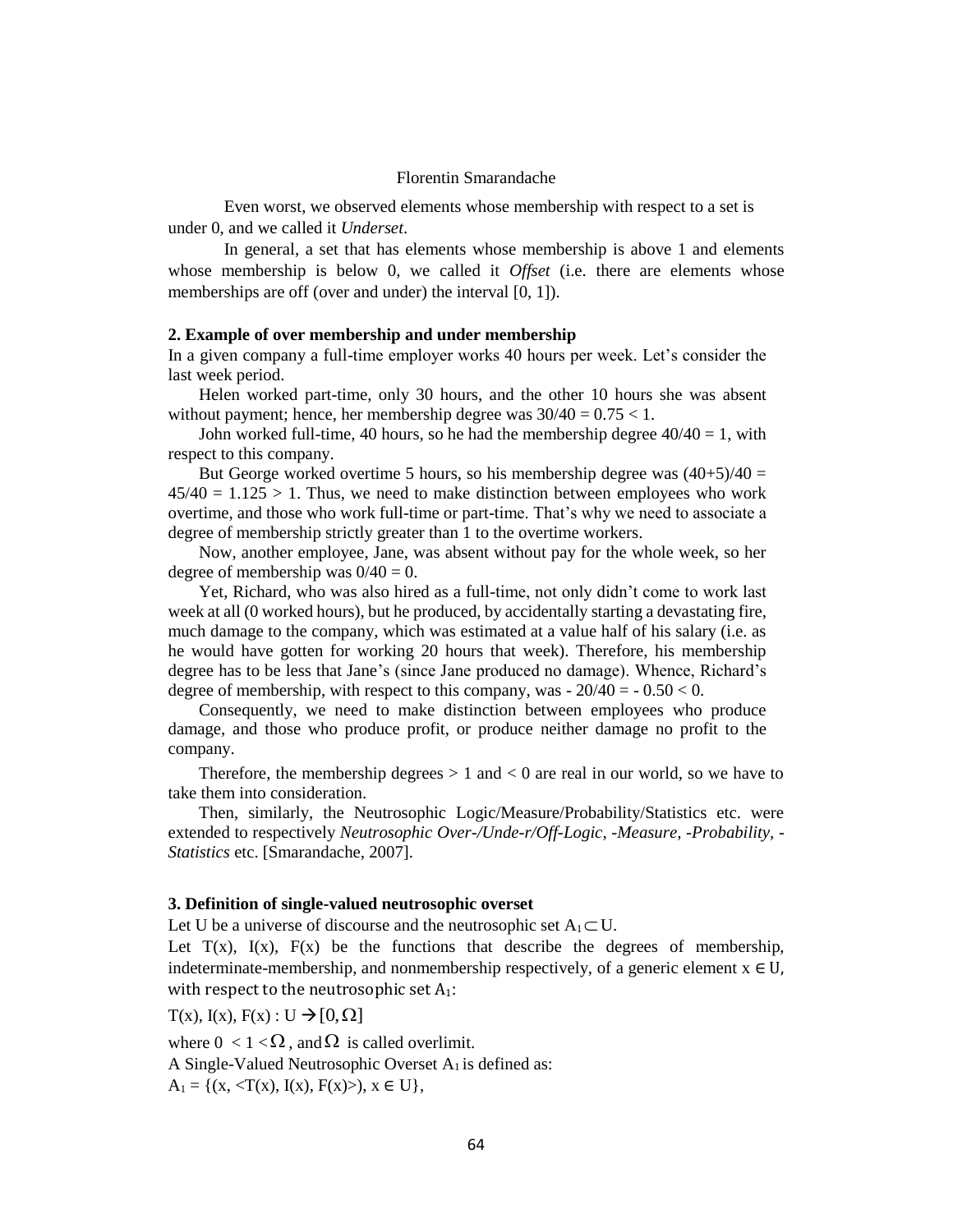Even worst, we observed elements whose membership with respect to a set is under 0, and we called it *Underset*.

In general, a set that has elements whose membership is above 1 and elements whose membership is below 0, we called it *Offset* (i.e. there are elements whose memberships are off (over and under) the interval [0, 1]).

**2. Example of over membership and under membership**

In a given company a full-time employer works 40 hours per week. Let's consider the last week period.

Helen worked part-time, only 30 hours, and the other 10 hours she was absent without payment; hence, her membership degree was $30/40 = 0.75 < 1$.

John worked full-time, 40 hours, so he had the membership degree $40/40 = 1$, with respect to this company.

But George worked overtime 5 hours, so his membership degree was $(40+5)/40 = 45/40 = 1.125 > 1$. Thus, we need to make distinction between employees who work overtime, and those who work full-time or part-time. That's why we need to associate a degree of membership strictly greater than 1 to the overtime workers.

Now, another employee, Jane, was absent without pay for the whole week, so her degree of membership was $0/40 = 0$.

Yet, Richard, who was also hired as a full-time, not only didn't come to work last week at all (0 worked hours), but he produced, by accidentally starting a devastating fire, much damage to the company, which was estimated at a value half of his salary (i.e. as he would have gotten for working 20 hours that week). Therefore, his membership degree has to be less that Jane's (since Jane produced no damage). Whence, Richard's degree of membership, with respect to this company, was $-20/40 = -0.50 < 0$.

Consequently, we need to make distinction between employees who produce damage, and those who produce profit, or produce neither damage no profit to the company.

Therefore, the membership degrees $> 1$ and $< 0$ are real in our world, so we have to take them into consideration.

Then, similarly, the Neutrosophic Logic/Measure/Probability/Statistics etc. were extended to respectively *Neutrosophic Over-/Unde-r/Off-Logic, -Measure, -Probability, -Statistics* etc. [Smarandache, 2007].

**3. Definition of single-valued neutrosophic overset**

Let U be a universe of discourse and the neutrosophic set $A_1 \subset U$.

Let $T(x)$, $I(x)$, $F(x)$ be the functions that describe the degrees of membership, indeterminate-membership, and nonmembership respectively, of a generic element $x \in U$, with respect to the neutrosophic set $A_1$:

$T(x), I(x), F(x) : U \rightarrow [0, \Omega]$

where $0 < 1 < \Omega$, and $\Omega$ is called overlimit.

A Single-Valued Neutrosophic Overset $A_1$ is defined as:

$A_1 = \{(x, \langle T(x), I(x), F(x)\rangle), x \in U\}$,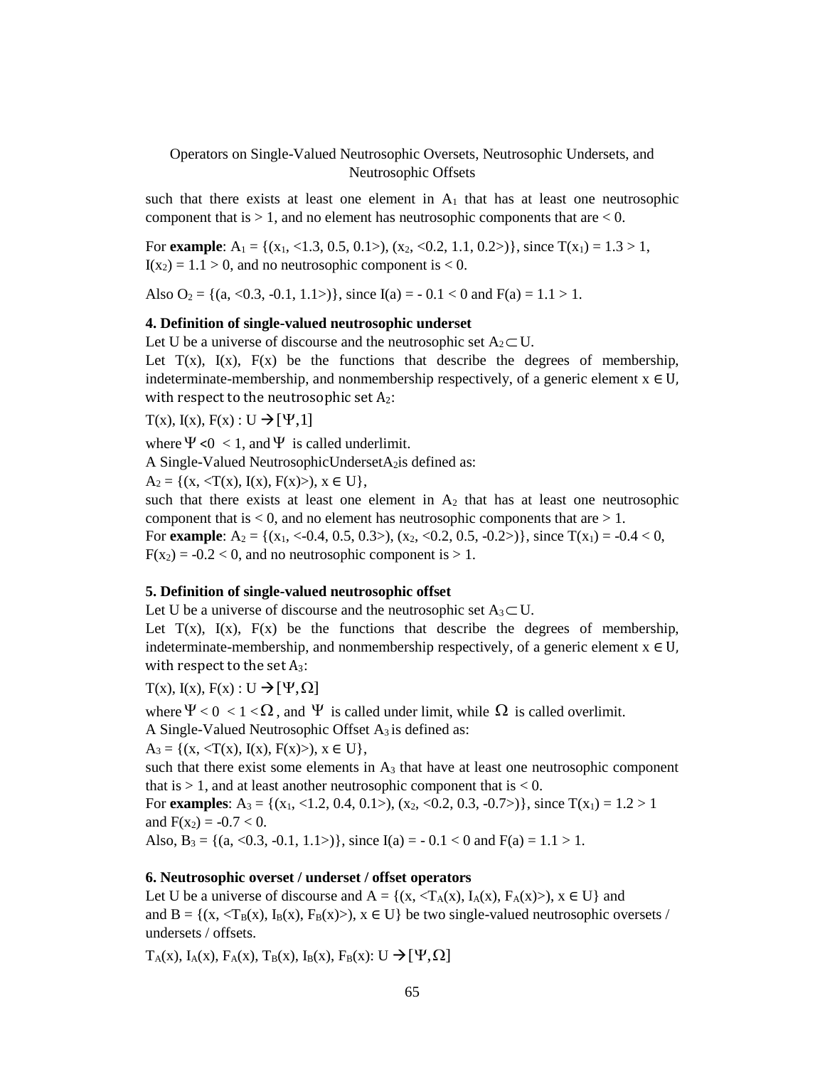such that there exists at least one element in $A_1$ that has at least one neutrosophic component that is $> 1$, and no element has neutrosophic components that are $< 0$.

For **example**: $A_1 = \{(x_1, <1.3, 0.5, 0.1>), (x_2, <0.2, 1.1, 0.2>)\}$, since $T(x_1) = 1.3 > 1$, $I(x_2) = 1.1 > 0$, and no neutrosophic component is $< 0$.

Also $O_2 = \{(a, <0.3, -0.1, 1.1>)\}$, since $I(a) = -0.1 < 0$ and $F(a) = 1.1 > 1$.

**4. Definition of single-valued neutrosophic underset**

Let U be a universe of discourse and the neutrosophic set $A_2 \subset U$.

Let $T(x)$, $I(x)$, $F(x)$ be the functions that describe the degrees of membership, indeterminate-membership, and nonmembership respectively, of a generic element $x \in U$, with respect to the neutrosophic set $A_2$:

$T(x), I(x), F(x) : U \rightarrow [\Psi, 1]$

where $\Psi < 0 < 1$, and $\Psi$ is called underlimit.

A Single-Valued NeutrosophicUnderset$A_2$is defined as:

$A_2 = \{(x, <T(x), I(x), F(x)>), x \in U\}$,

such that there exists at least one element in $A_2$ that has at least one neutrosophic component that is $< 0$, and no element has neutrosophic components that are $> 1$.

For **example**: $A_2 = \{(x_1, <-0.4, 0.5, 0.3>), (x_2, <0.2, 0.5, -0.2>)\}$, since $T(x_1) = -0.4 < 0$, $F(x_2) = -0.2 < 0$, and no neutrosophic component is $> 1$.

**5. Definition of single-valued neutrosophic offset**

Let U be a universe of discourse and the neutrosophic set $A_3 \subset U$.

Let $T(x)$, $I(x)$, $F(x)$ be the functions that describe the degrees of membership, indeterminate-membership, and nonmembership respectively, of a generic element $x \in U$, with respect to the set $A_3$:

$T(x), I(x), F(x) : U \rightarrow [\Psi, \Omega]$

where $\Psi < 0 < 1 < \Omega$, and $\Psi$ is called under limit, while $\Omega$ is called overlimit.

A Single-Valued Neutrosophic Offset $A_3$ is defined as:

$A_3 = \{(x, <T(x), I(x), F(x)>), x \in U\}$,

such that there exist some elements in $A_3$ that have at least one neutrosophic component that is $> 1$, and at least another neutrosophic component that is $< 0$.

For **examples**: $A_3 = \{(x_1, <1.2, 0.4, 0.1>), (x_2, <0.2, 0.3, -0.7>)\}$, since $T(x_1) = 1.2 > 1$ and $F(x_2) = -0.7 < 0$.

Also, $B_3 = \{(a, <0.3, -0.1, 1.1>)\}$, since $I(a) = -0.1 < 0$ and $F(a) = 1.1 > 1$.

**6. Neutrosophic overset / underset / offset operators**

Let U be a universe of discourse and $A = \{(x, <T_A(x), I_A(x), F_A(x)>), x \in U\}$ and and $B = \{(x, <T_B(x), I_B(x), F_B(x)>), x \in U\}$ be two single-valued neutrosophic oversets / undersets / offsets.

$T_A(x), I_A(x), F_A(x), T_B(x), I_B(x), F_B(x): U \rightarrow [\Psi, \Omega]$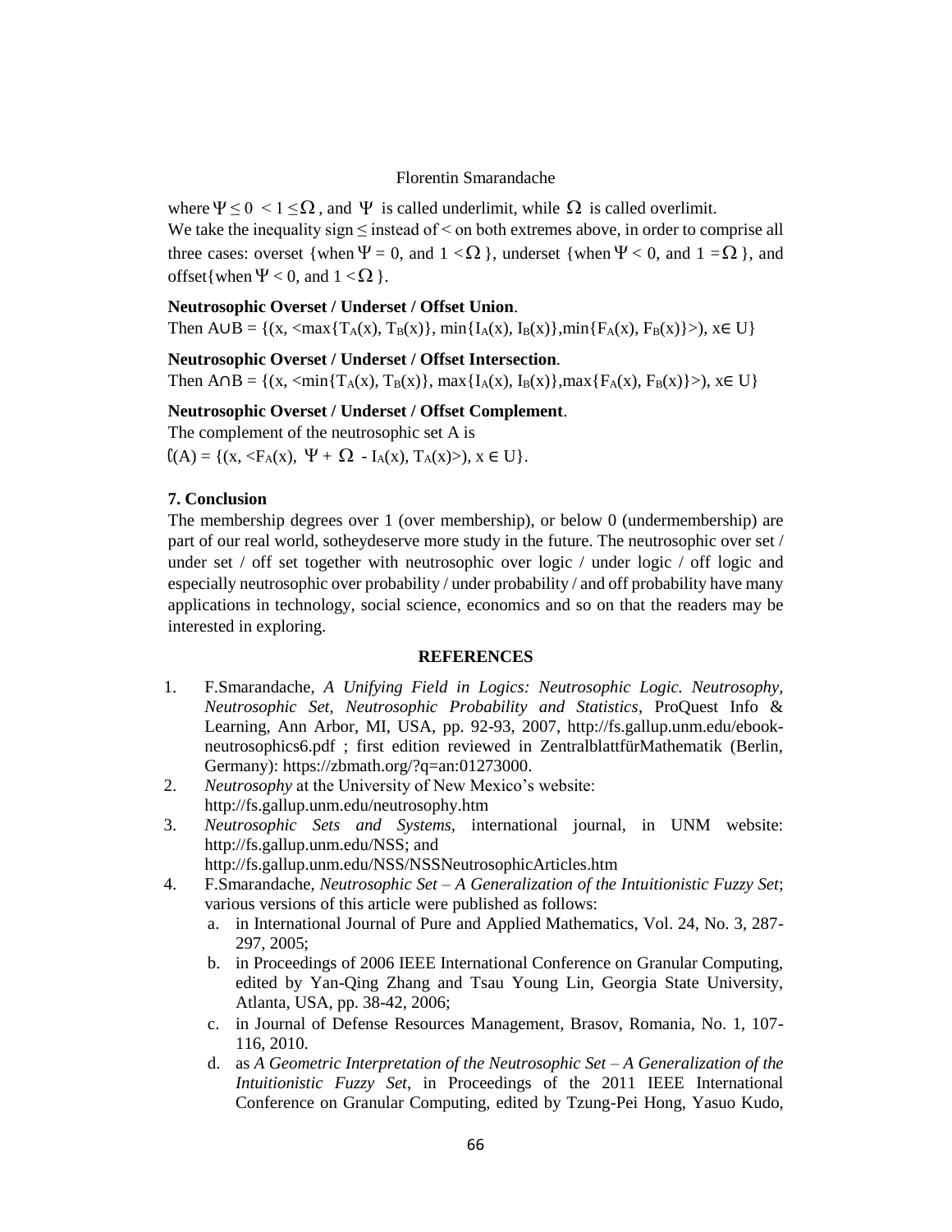where $\Psi \leq 0 < 1 \leq \Omega$, and $\Psi$ is called underlimit, while $\Omega$ is called overlimit.
We take the inequality sign $\leq$ instead of $<$ on both extremes above, in order to comprise all three cases: overset {when $\Psi = 0$, and $1 < \Omega$}, underset {when $\Psi < 0$, and $1 = \Omega$}, and offset{when $\Psi < 0$, and $1 < \Omega$}.

**Neutrosophic Overset / Underset / Offset Union**.
Then $A \cup B = \{(x, <\max\{T_A(x), T_B(x)\}, \min\{I_A(x), I_B(x)\}, \min\{F_A(x), F_B(x)\}>), x \in U\}$

**Neutrosophic Overset / Underset / Offset Intersection**.
Then $A \cap B = \{(x, <\min\{T_A(x), T_B(x)\}, \max\{I_A(x), I_B(x)\}, \max\{F_A(x), F_B(x)\}>), x \in U\}$

**Neutrosophic Overset / Underset / Offset Complement**.
The complement of the neutrosophic set A is
$C(A) = \{(x, <F_A(x), \Psi + \Omega - I_A(x), T_A(x)>), x \in U\}$.

## 7. Conclusion

The membership degrees over 1 (over membership), or below 0 (undermembership) are part of our real world, sotheydeserve more study in the future. The neutrosophic over set / under set / off set together with neutrosophic over logic / under logic / off logic and especially neutrosophic over probability / under probability / and off probability have many applications in technology, social science, economics and so on that the readers may be interested in exploring.

## REFERENCES

1. F.Smarandache, *A Unifying Field in Logics: Neutrosophic Logic. Neutrosophy, Neutrosophic Set, Neutrosophic Probability and Statistics*, ProQuest Info & Learning, Ann Arbor, MI, USA, pp. 92-93, 2007, http://fs.gallup.unm.edu/ebook-neutrosophics6.pdf ; first edition reviewed in ZentralblattfürMathematik (Berlin, Germany): https://zbmath.org/?q=an:01273000.
2. *Neutrosophy* at the University of New Mexico's website: http://fs.gallup.unm.edu/neutrosophy.htm
3. *Neutrosophic Sets and Systems*, international journal, in UNM website: http://fs.gallup.unm.edu/NSS; and http://fs.gallup.unm.edu/NSS/NSSNeutrosophicArticles.htm
4. F.Smarandache, *Neutrosophic Set – A Generalization of the Intuitionistic Fuzzy Set*; various versions of this article were published as follows:
   a. in International Journal of Pure and Applied Mathematics, Vol. 24, No. 3, 287-297, 2005;
   b. in Proceedings of 2006 IEEE International Conference on Granular Computing, edited by Yan-Qing Zhang and Tsau Young Lin, Georgia State University, Atlanta, USA, pp. 38-42, 2006;
   c. in Journal of Defense Resources Management, Brasov, Romania, No. 1, 107-116, 2010.
   d. as *A Geometric Interpretation of the Neutrosophic Set – A Generalization of the Intuitionistic Fuzzy Set*, in Proceedings of the 2011 IEEE International Conference on Granular Computing, edited by Tzung-Pei Hong, Yasuo Kudo,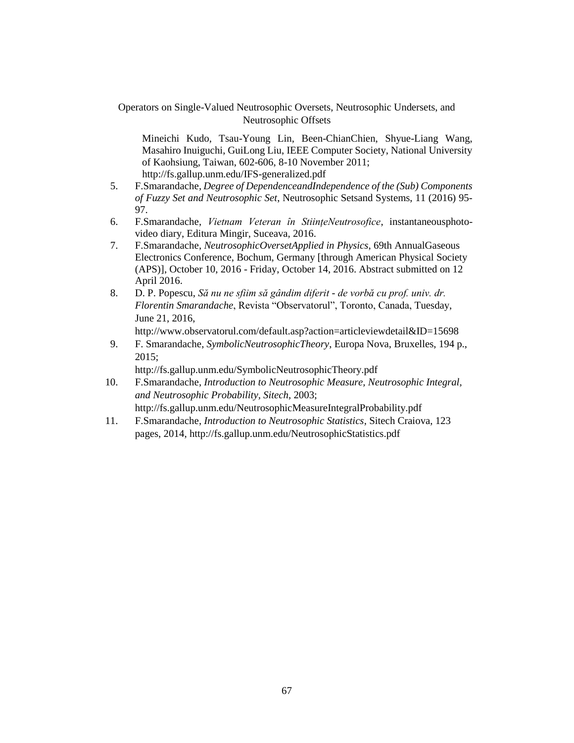Mineichi Kudo, Tsau-Young Lin, Been-ChianChien, Shyue-Liang Wang, Masahiro Inuiguchi, GuiLong Liu, IEEE Computer Society, National University of Kaohsiung, Taiwan, 602-606, 8-10 November 2011; http://fs.gallup.unm.edu/IFS-generalized.pdf

5. F.Smarandache, *Degree of DependenceandIndependence of the (Sub) Components of Fuzzy Set and Neutrosophic Set*, Neutrosophic Setsand Systems, 11 (2016) 95-97.
6. F.Smarandache, *Vietnam Veteran în StiințeNeutrosofice*, instantaneousphoto-video diary, Editura Mingir, Suceava, 2016.
7. F.Smarandache, *NeutrosophicOversetApplied in Physics*, 69th AnnualGaseous Electronics Conference, Bochum, Germany [through American Physical Society (APS)], October 10, 2016 - Friday, October 14, 2016. Abstract submitted on 12 April 2016.
8. D. P. Popescu, *Să nu ne sfiim să gândim diferit - de vorbă cu prof. univ. dr. Florentin Smarandache*, Revista "Observatorul", Toronto, Canada, Tuesday, June 21, 2016, http://www.observatorul.com/default.asp?action=articleviewdetail&ID=15698
9. F. Smarandache, *SymbolicNeutrosophicTheory*, Europa Nova, Bruxelles, 194 p., 2015; http://fs.gallup.unm.edu/SymbolicNeutrosophicTheory.pdf
10. F.Smarandache, *Introduction to Neutrosophic Measure, Neutrosophic Integral, and Neutrosophic Probability, Sitech*, 2003; http://fs.gallup.unm.edu/NeutrosophicMeasureIntegralProbability.pdf
11. F.Smarandache, *Introduction to Neutrosophic Statistics*, Sitech Craiova, 123 pages, 2014, http://fs.gallup.unm.edu/NeutrosophicStatistics.pdf